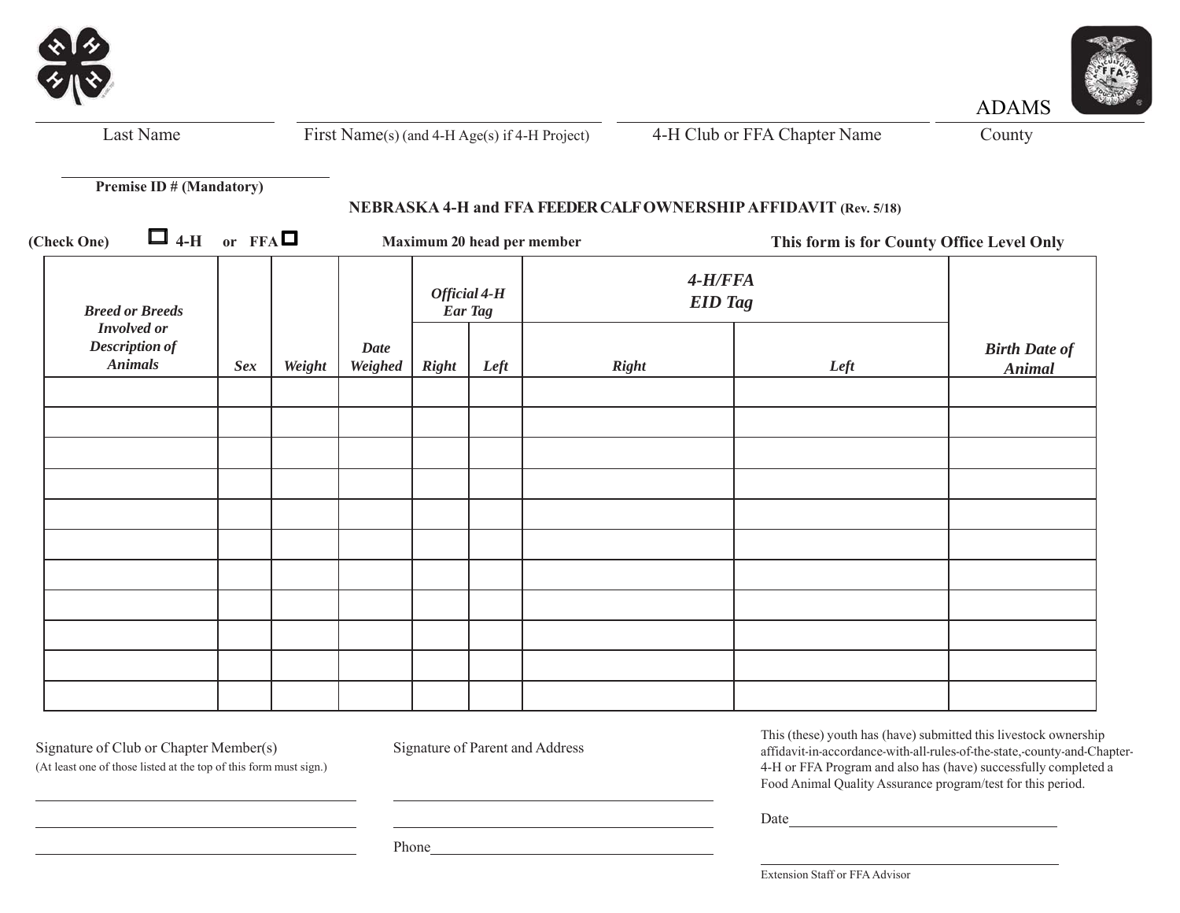ADAMS

| Last Name | First Name(s) (and 4-H Age(s) if 4-H Project) | 4-H Club or FFA Chapter Name | County |
|---|---|---|---|

Premise ID # (Mandatory)

**NEBRASKA 4-H and FFA FEEDER CALF OWNERSHIP AFFIDAVIT (Rev. 5/18)**

**(Check One)** ☐ **4-H** or **FFA** ☐ **Maximum 20 head per member** **This form is for County Office Level Only**

| *Breed or Breeds Involved or Description of Animals* | *Sex* | *Weight* | *Date Weighed* | *Official 4-H Ear Tag* | | *4-H/FFA EID Tag* | | *Birth Date of Animal* |
|---|---|---|---|---|---|---|---|---|
| | | | | *Right* | *Left* | *Right* | *Left* | |
| | | | | | | | | |
| | | | | | | | | |
| | | | | | | | | |
| | | | | | | | | |
| | | | | | | | | |
| | | | | | | | | |
| | | | | | | | | |
| | | | | | | | | |
| | | | | | | | | |
| | | | | | | | | |
| | | | | | | | | |

Signature of Club or Chapter Member(s)
(At least one of those listed at the top of this form must sign.)

Signature of Parent and Address

Phone

This (these) youth has (have) submitted this livestock ownership affidavit-in-accordance-with-all-rules-of-the-state,-county-and-Chapter-4-H or FFA Program and also has (have) successfully completed a Food Animal Quality Assurance program/test for this period.

Date

Extension Staff or FFA Advisor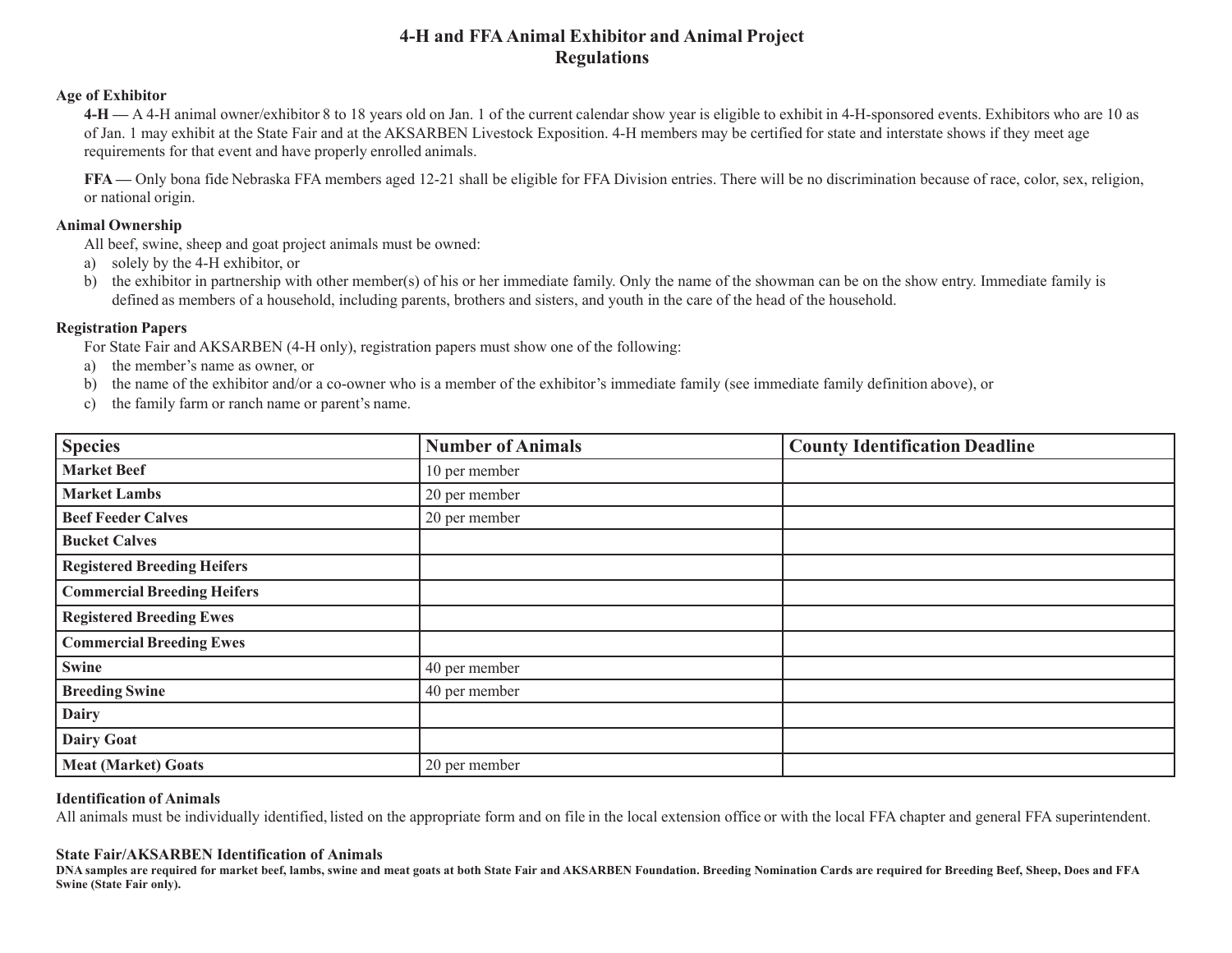# 4-H and FFA Animal Exhibitor and Animal Project Regulations

### Age of Exhibitor

**4-H —** A 4-H animal owner/exhibitor 8 to 18 years old on Jan. 1 of the current calendar show year is eligible to exhibit in 4-H-sponsored events. Exhibitors who are 10 as of Jan. 1 may exhibit at the State Fair and at the AKSARBEN Livestock Exposition. 4-H members may be certified for state and interstate shows if they meet age requirements for that event and have properly enrolled animals.

**FFA —** Only bona fide Nebraska FFA members aged 12-21 shall be eligible for FFA Division entries. There will be no discrimination because of race, color, sex, religion, or national origin.

### Animal Ownership

All beef, swine, sheep and goat project animals must be owned:

a) solely by the 4-H exhibitor, or
b) the exhibitor in partnership with other member(s) of his or her immediate family. Only the name of the showman can be on the show entry. Immediate family is defined as members of a household, including parents, brothers and sisters, and youth in the care of the head of the household.

### Registration Papers

For State Fair and AKSARBEN (4-H only), registration papers must show one of the following:

a) the member's name as owner, or
b) the name of the exhibitor and/or a co-owner who is a member of the exhibitor's immediate family (see immediate family definition above), or
c) the family farm or ranch name or parent's name.

| Species | Number of Animals | County Identification Deadline |
|---|---|---|
| **Market Beef** | 10 per member | |
| **Market Lambs** | 20 per member | |
| **Beef Feeder Calves** | 20 per member | |
| **Bucket Calves** | | |
| **Registered Breeding Heifers** | | |
| **Commercial Breeding Heifers** | | |
| **Registered Breeding Ewes** | | |
| **Commercial Breeding Ewes** | | |
| **Swine** | 40 per member | |
| **Breeding Swine** | 40 per member | |
| **Dairy** | | |
| **Dairy Goat** | | |
| **Meat (Market) Goats** | 20 per member | |

### Identification of Animals

All animals must be individually identified, listed on the appropriate form and on file in the local extension office or with the local FFA chapter and general FFA superintendent.

### State Fair/AKSARBEN Identification of Animals

**DNA samples are required for market beef, lambs, swine and meat goats at both State Fair and AKSARBEN Foundation. Breeding Nomination Cards are required for Breeding Beef, Sheep, Does and FFA Swine (State Fair only).**